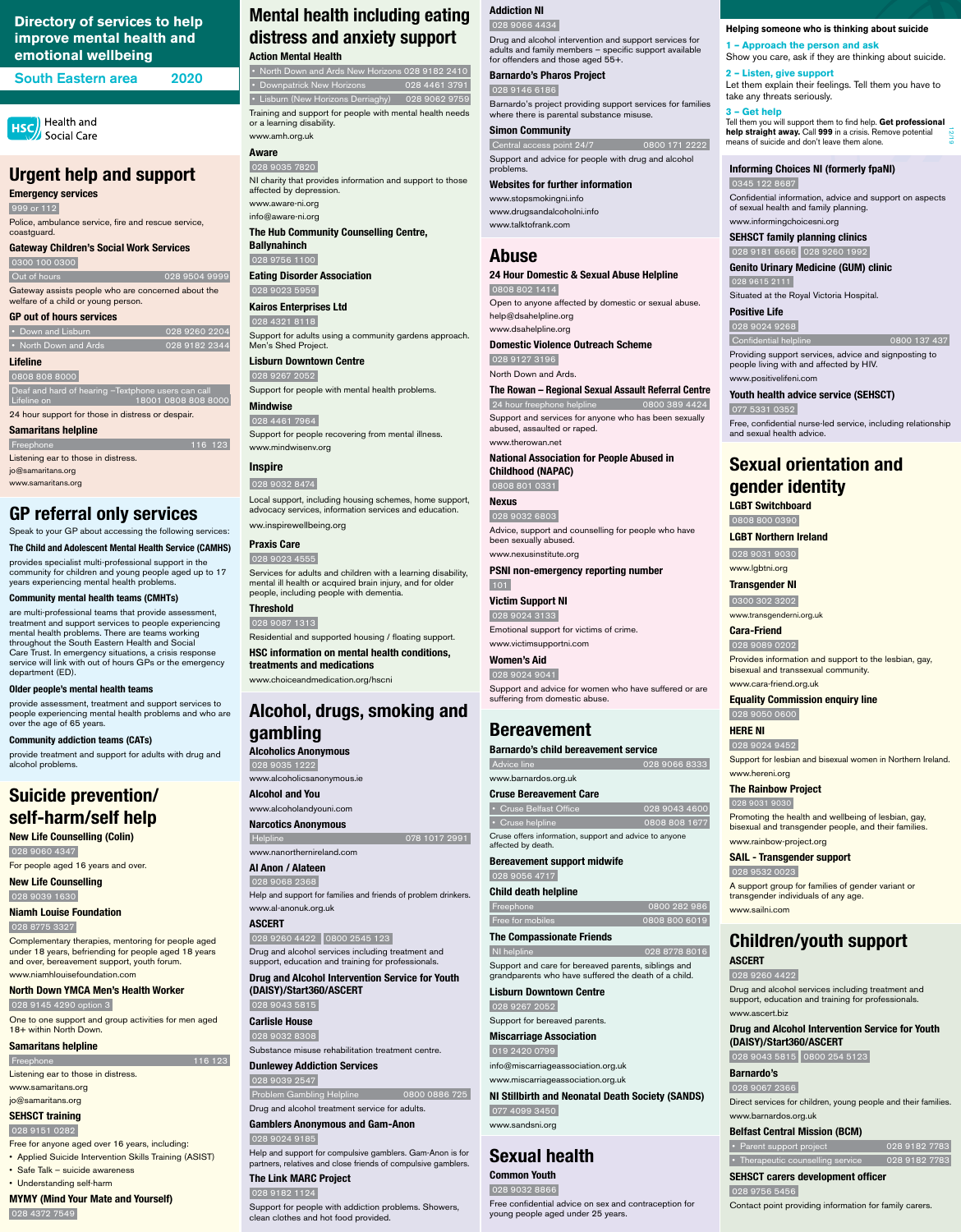# Directory of services to help improve mental health and emotional wellbeing

South Eastern area 2020

Health and Social Care

## Urgent help and support

### Emergency services
999 or 112

Police, ambulance service, fire and rescue service, coastguard.

### Gateway Children's Social Work Services
0300 100 0300

Out of hours 028 9504 9999

Gateway assists people who are concerned about the welfare of a child or young person.

### GP out of hours services
- Down and Lisburn 028 9260 2204
- North Down and Ards 028 9182 2344

### Lifeline
0808 808 8000

Deaf and hard of hearing –Textphone users can call Lifeline on 18001 0808 808 8000

24 hour support for those in distress or despair.

### Samaritans helpline
Freephone 116 123

Listening ear to those in distress.

jo@samaritans.org

www.samaritans.org

## GP referral only services

Speak to your GP about accessing the following services:

### The Child and Adolescent Mental Health Service (CAMHS)
provides specialist multi-professional support in the community for children and young people aged up to 17 years experiencing mental health problems.

### Community mental health teams (CMHTs)
are multi-professional teams that provide assessment, treatment and support services to people experiencing mental health problems. There are teams working throughout the South Eastern Health and Social Care Trust. In emergency situations, a crisis response service will link with out of hours GPs or the emergency department (ED).

### Older people's mental health teams
provide assessment, treatment and support services to people experiencing mental health problems and who are over the age of 65 years.

### Community addiction teams (CATs)
provide treatment and support for adults with drug and alcohol problems.

## Suicide prevention/ self-harm/self help

### New Life Counselling (Colin)
028 9060 4347

For people aged 16 years and over.

### New Life Counselling
028 9039 1630

### Niamh Louise Foundation
028 8775 3327

Complementary therapies, mentoring for people aged under 18 years, befriending for people aged 18 years and over, bereavement support, youth forum.

www.niamhlouisefoundation.com

### North Down YMCA Men's Health Worker
028 9145 4290 option 3

One to one support and group activities for men aged 18+ within North Down.

### Samaritans helpline
Freephone 116 123

Listening ear to those in distress.

www.samaritans.org

jo@samaritans.org

### SEHSCT training
028 9151 0282

Free for anyone aged over 16 years, including:
- Applied Suicide Intervention Skills Training (ASIST)
- Safe Talk – suicide awareness
- Understanding self-harm

### MYMY (Mind Your Mate and Yourself)
028 4372 7549

## Mental health including eating distress and anxiety support

### Action Mental Health
- North Down and Ards New Horizons 028 9182 2410
- Downpatrick New Horizons 028 4461 3791
- Lisburn (New Horizons Derriaghy) 028 9062 9759

Training and support for people with mental health needs or a learning disability.

www.amh.org.uk

### Aware
028 9035 7820

NI charity that provides information and support to those affected by depression.

www.aware-ni.org

info@aware-ni.org

### The Hub Community Counselling Centre, Ballynahinch
028 9756 1100

### Eating Disorder Association
028 9023 5959

### Kairos Enterprises Ltd
028 4321 8118

Support for adults using a community gardens approach. Men's Shed Project.

### Lisburn Downtown Centre
028 9267 2052

Support for people with mental health problems.

### Mindwise
028 4461 7964

Support for people recovering from mental illness.

www.mindwisenv.org

### Inspire
028 9032 8474

Local support, including housing schemes, home support, advocacy services, information services and education.

ww.inspirewellbeing.org

### Praxis Care
028 9023 4555

Services for adults and children with a learning disability, mental ill health or acquired brain injury, and for older people, including people with dementia.

### Threshold
028 9087 1313

Residential and supported housing / floating support.

### HSC information on mental health conditions, treatments and medications
www.choiceandmedication.org/hscni

## Alcohol, drugs, smoking and gambling

### Alcoholics Anonymous
028 9035 1222

www.alcoholicsanonymous.ie

### Alcohol and You
www.alcoholandyouni.com

### Narcotics Anonymous
Helpline 078 1017 2991

www.nanorthernireland.com

### Al Anon / Alateen
028 9068 2368

Help and support for families and friends of problem drinkers.

www.al-anonuk.org.uk

### ASCERT
028 9260 4422 | 0800 2545 123

Drug and alcohol services including treatment and support, education and training for professionals.

### Drug and Alcohol Intervention Service for Youth (DAISY)/Start360/ASCERT
028 9043 5815

### Carlisle House
028 9032 8308

Substance misuse rehabilitation treatment centre.

### Dunlewey Addiction Services
028 9039 2547

Problem Gambling Helpline 0800 0886 725

Drug and alcohol treatment service for adults.

### Gamblers Anonymous and Gam-Anon
028 9024 9185

Help and support for compulsive gamblers. Gam-Anon is for partners, relatives and close friends of compulsive gamblers.

### The Link MARC Project
028 9182 1124

Support for people with addiction problems. Showers, clean clothes and hot food provided.

### Addiction NI
028 9066 4434

Drug and alcohol intervention and support services for adults and family members – specific support available for offenders and those aged 55+.

### Barnardo's Pharos Project
028 9146 6186

Barnardo's project providing support services for families where there is parental substance misuse.

### Simon Community
Central access point 24/7 0800 171 2222

Support and advice for people with drug and alcohol problems.

### Websites for further information
www.stopsmokingni.info

www.drugsandalcoholni.info

www.talktofrank.com

## Abuse

### 24 Hour Domestic & Sexual Abuse Helpline
0808 802 1414

Open to anyone affected by domestic or sexual abuse.

help@dsahelpline.org

www.dsahelpline.org

### Domestic Violence Outreach Scheme
028 9127 3196

North Down and Ards.

### The Rowan – Regional Sexual Assault Referral Centre
24 hour freephone helpline 0800 389 4424

Support and services for anyone who has been sexually abused, assaulted or raped.

www.therowan.net

### National Association for People Abused in Childhood (NAPAC)
0808 801 0331

### Nexus
028 9032 6803

Advice, support and counselling for people who have been sexually abused.

www.nexusinstitute.org

### PSNI non-emergency reporting number
101

### Victim Support NI
028 9024 3133

Emotional support for victims of crime.

www.victimsupportni.com

### Women's Aid
028 9024 9041

Support and advice for women who have suffered or are suffering from domestic abuse.

## Bereavement

### Barnardo's child bereavement service
Advice line 028 9066 8333

www.barnardos.org.uk

### Cruse Bereavement Care
- Cruse Belfast Office 028 9043 4600
- Cruse helpline 0808 808 1677

Cruse offers information, support and advice to anyone affected by death.

### Bereavement support midwife
028 9056 4717

### Child death helpline
Freephone 0800 282 986

Free for mobiles 0808 800 6019

### The Compassionate Friends
NI helpline 028 8778 8016

Support and care for bereaved parents, siblings and grandparents who have suffered the death of a child.

### Lisburn Downtown Centre
028 9267 2052

Support for bereaved parents.

### Miscarriage Association
019 2420 0799

info@miscarriageassociation.org.uk

www.miscarriageassociation.org.uk

### NI Stillbirth and Neonatal Death Society (SANDS)
077 4099 3450

www.sandsni.org

## Sexual health

### Common Youth
028 9032 8866

Free confidential advice on sex and contraception for young people aged under 25 years.

### Helping someone who is thinking about suicide

**1 – Approach the person and ask**

Show you care, ask if they are thinking about suicide.

**2 – Listen, give support**

Let them explain their feelings. Tell them you have to take any threats seriously.

**3 – Get help**

Tell them you will support them to find help. **Get professional help straight away.** Call **999** in a crisis. Remove potential means of suicide and don't leave them alone.

### Informing Choices NI (formerly fpaNI)
0345 122 8687

Confidential information, advice and support on aspects of sexual health and family planning.

www.informingchoicesni.org

### SEHSCT family planning clinics
028 9181 6666 | 028 9260 1992

### Genito Urinary Medicine (GUM) clinic
028 9615 2111

Situated at the Royal Victoria Hospital.

### Positive Life
028 9024 9268

Confidential helpline 0800 137 437

Providing support services, advice and signposting to people living with and affected by HIV.

www.positivelifeni.com

### Youth health advice service (SEHSCT)
077 5331 0352

Free, confidential nurse-led service, including relationship and sexual health advice.

## Sexual orientation and gender identity

### LGBT Switchboard
0808 800 0390

### LGBT Northern Ireland
028 9031 9030

www.lgbtni.org

### Transgender NI
0300 302 3202

www.transgenderni.org.uk

### Cara-Friend
028 9089 0202

Provides information and support to the lesbian, gay, bisexual and transsexual community.

www.cara-friend.org.uk

### Equality Commission enquiry line
028 9050 0600

### HERE NI
028 9024 9452

Support for lesbian and bisexual women in Northern Ireland.

www.hereni.org

### The Rainbow Project
028 9031 9030

Promoting the health and wellbeing of lesbian, gay, bisexual and transgender people, and their families.

www.rainbow-project.org

### SAIL - Transgender support
028 9532 0023

A support group for families of gender variant or transgender individuals of any age.

www.sailni.com

## Children/youth support

### ASCERT
028 9260 4422

Drug and alcohol services including treatment and support, education and training for professionals.

www.ascert.biz

### Drug and Alcohol Intervention Service for Youth (DAISY)/Start360/ASCERT
028 9043 5815 | 0800 254 5123

### Barnardo's
028 9067 2366

Direct services for children, young people and their families.

www.barnardos.org.uk

### Belfast Central Mission (BCM)
- Parent support project 028 9182 7783
- Therapeutic counselling service 028 9182 7783

### SEHSCT carers development officer
028 9756 5456

Contact point providing information for family carers.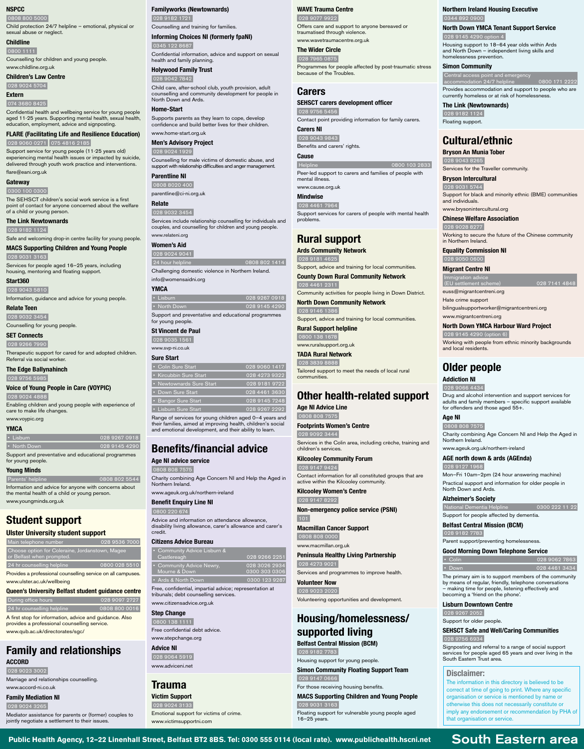**NSPCC**

0808 800 5000

Child protection 24/7 helpline – emotional, physical or sexual abuse or neglect.

**Childline**

0800 1111

Counselling for children and young people.

www.childline.org.uk

**Children's Law Centre**

028 9024 5704

**Extern**

074 3680 8425

Confidential health and wellbeing service for young people aged 11-25 years. Supporting mental health, sexual health, education, employment, advice and signposting.

**FLARE (Facilitating Life and Resilience Education)**

028 9060 0271 | 075 4816 2185

Support service for young people (11-25 years old) experiencing mental health issues or impacted by suicide, delivered through youth work practice and interventions.

flare@eani.org.uk

**Gateway**

0300 100 0300

The SEHSCT children's social work service is a first point of contact for anyone concerned about the welfare of a child or young person.

**The Link Newtownards**

028 9182 1124

Safe and welcoming drop-in centre facility for young people.

**MACS Supporting Children and Young People**

028 9031 3163

Services for people aged 16–25 years, including housing, mentoring and floating support.

**Start360**

028 9043 5810

Information, guidance and advice for young people.

**Relate Teen**

028 9032 3454

Counselling for young people.

**SET Connects**

028 9266 7990

Therapeutic support for cared for and adopted children. Referral via social worker.

**The Edge Ballynahinch**

028 9756 5985

**Voice of Young People in Care (VOYPIC)**

028 9024 4888

Enabling children and young people with experience of care to make life changes.

www.voypic.org

**YMCA**

- Lisburn 028 9267 0918
- North Down 028 9145 4290

Support and preventative and educational programmes for young people.

**Young Minds**

Parents' helpline 0808 802 5544

Information and advice for anyone with concerns about the mental health of a child or young person.

www.youngminds.org.uk

## Student support

**Ulster University student support**

Main telephone number 028 9536 7000

Choose option for Coleraine, Jordanstown, Magee or Belfast when prompted.

24 hr counselling helpline 0800 028 5510

Provides a professional counselling service on all campuses.

www.ulster.ac.uk/wellbeing

**Queen's University Belfast student guidance centre**

During office hours 028 9097 2727

24 hr counselling helpline 0808 800 0016

A first stop for information, advice and guidance. Also provides a professional counselling service.

www.qub.ac.uk/directorates/sgc/

## Family and relationships

**ACCORD**

028 9023 3002

Marriage and relationships counselling.

www.accord-ni.co.uk

**Family Mediation NI**

028 9024 3265

Mediator assistance for parents or (former) couples to jointly negotiate a settlement to their issues.

**Familyworks (Newtownards)**

028 9182 1721

Counselling and training for families.

**Informing Choices NI (formerly fpaNI)**

0345 122 8687

Confidential information, advice and support on sexual health and family planning.

**Holywood Family Trust**

028 9042 7842

Child care, after-school club, youth provision, adult counselling and community development for people in North Down and Ards.

**Home-Start**

Supports parents as they learn to cope, develop confidence and build better lives for their children.

www.home-start.org.uk

**Men's Advisory Project**

028 9024 1929

Counselling for male victims of domestic abuse, and support with relationship difficulties and anger management.

**Parentline NI**

0808 8020 400

parentline@ci-ni.org.uk

**Relate**

028 9032 3454

Services include relationship counselling for individuals and couples, and counselling for children and young people.

www.relateni.org

**Women's Aid**

028 9024 9041

24 hour helpline 0808 802 1414

Challenging domestic violence in Northern Ireland.

info@womensaidni.org

**YMCA**

- Lisburn 028 9267 0918
- North Down 028 9145 4290

Support and preventative and educational programmes for young people.

**St Vincent de Paul**

028 9035 1561

www.svp-ni.co.uk

**Sure Start**

- Colin Sure Start 028 9060 1417
- Kircubbin Sure Start 028 4273 9322
- Newtownards Sure Start 028 9181 9722
- Down Sure Start 028 4461 3630
- Bangor Sure Start 028 9145 7248
- Lisburn Sure Start 028 9267 2292

Range of services for young children aged 0–4 years and their families, aimed at improving health, children's social and emotional development, and their ability to learn.

## Benefits/financial advice

**Age NI advice service**

0808 808 7575

Charity combining Age Concern NI and Help the Aged in Northern Ireland.

www.ageuk.org.uk/northern-ireland

**Benefit Enquiry Line NI**

0800 220 674

Advice and information on attendance allowance, disability living allowance, carer's allowance and carer's credit.

**Citizens Advice Bureau**

- Community Advice Lisburn & Castlereagh 028 9266 2251
- Community Advice Newry, Mourne & Down 028 3026 2934 / 0300 303 0306
- Ards & North Down 0300 123 9287

Free, confidential, impartial advice; representation at tribunals; debt counselling services.

www.citizensadvice.org.uk

**Step Change**

0800 138 1111

Free confidential debt advice.

www.stepchange.org

**Advice NI**

028 9064 5919

www.adviceni.net

## Trauma

**Victim Support**

028 9024 3133

Emotional support for victims of crime.

www.victimsupportni.com

**WAVE Trauma Centre**

028 9077 9922

Offers care and support to anyone bereaved or traumatised through violence.

www.wavetraumacentre.org.uk

**The Wider Circle**

028 7965 0875

Programmes for people affected by post-traumatic stress because of the Troubles.

## Carers

**SEHSCT carers development officer**

028 9756 5456

Contact point providing information for family carers.

**Carers NI**

028 9043 9843

Benefits and carers' rights.

**Cause**

Helpline 0800 103 2833

Peer-led support to carers and families of people with mental illness.

www.cause.org.uk

**Mindwise**

028 4461 7964

Support services for carers of people with mental health problems.

## Rural support

**Ards Community Network**

028 9181 4625

Support, advice and training for local communities.

**County Down Rural Community Network**

028 4461 2311

Community activities for people living in Down District.

**North Down Community Network**

028 9146 1386

Support, advice and training for local communities.

**Rural Support helpline**

0800 138 1678

www.ruralsupport.org.uk

**TADA Rural Network**

028 3839 8888

Tailored support to meet the needs of local rural communities.

## Other health-related support

**Age NI Advice Line**

0808 808 7575

**Footprints Women's Centre**

028 9092 3444

Services in the Colin area, including crèche, training and children's services.

**Kilcooley Community Forum**

028 9147 9424

Contact information for all constituted groups that are active within the Kilcooley community.

**Kilcooley Women's Centre**

028 9147 8292

**Non-emergency police service (PSNI)**

101

**Macmillan Cancer Support**

0808 808 0000

www.macmillan.org.uk

**Peninsula Healthy Living Partnership**

028 4273 9021

Services and programmes to improve health.

**Volunteer Now**

028 9023 2020

Volunteering opportunities and development.

## Housing/homelessness/ supported living

**Belfast Central Mission (BCM)**

028 9182 7783

Housing support for young people.

**Simon Community Floating Support Team**

028 9147 0666

For those receiving housing benefits.

**MACS Supporting Children and Young People**

028 9031 3163

Floating support for vulnerable young people aged 16–25 years.

**Northern Ireland Housing Executive**

0344 892 0900

**North Down YMCA Tenant Support Service**

028 9145 4290 option 4

Housing support to 18–64 year olds within Ards and North Down – independent living skills and homelessness prevention.

**Simon Community**

Central access point and emergency accommodation 24/7 helpline 0800 171 2222

Provides accommodation and support to people who are currently homeless or at risk of homelessness.

**The Link (Newtownards)**

028 9182 1124

Floating support.

## Cultural/ethnic

**Bryson An Munia Tober**

028 9043 8265

Services for the Traveller community.

**Bryson Intercultural**

028 9031 5744

Support for black and minority ethnic (BME) communities and individuals.

www.brysonintercultural.org

**Chinese Welfare Association**

028 9028 8277

Working to secure the future of the Chinese community in Northern Ireland.

**Equality Commission NI**

028 9050 0600

**Migrant Centre NI**

Immigration advice (EU settlement scheme) 028 7141 4848

euss@migrantcentreni.org

Hate crime support

bilingualsupportworker@migrantcentreni.org

www.migrantcentreni.org

**North Down YMCA Harbour Ward Project**

028 9145 4290 (option 6)

Working with people from ethnic minority backgrounds and local residents.

## Older people

**Addiction NI**

028 9066 4434

Drug and alcohol intervention and support services for adults and family members – specific support available for offenders and those aged 55+.

**Age NI**

0808 808 7575

Charity combining Age Concern NI and Help the Aged in Northern Ireland.

www.ageuk.org.uk/northern-ireland

**AGE north down & ards (AGEnda)**

028 9127 1968

Mon–Fri 10am–2pm (24 hour answering machine)

Practical support and information for older people in North Down and Ards.

**Alzheimer's Society**

National Dementia Helpline 0300 222 11 22

Support for people affected by dementia.

**Belfast Central Mission (BCM)**

028 9182 7783

Parent support/preventing homelessness.

**Good Morning Down Telephone Service**

- Colin 028 9062 7863
- Down 028 4461 3434

The primary aim is to support members of the community by means of regular, friendly, telephone conversations – making time for people, listening effectively and becoming a 'friend on the phone'.

**Lisburn Downtown Centre**

028 9267 2052

Support for older people.

**SEHSCT Safe and Well/Caring Communities**

028 9756 6934

Signposting and referral to a range of social support services for people aged 65 years and over living in the South Eastern Trust area.

**Disclaimer:**

The information in this directory is believed to be correct at time of going to print. Where any specific organisation or service is mentioned by name or otherwise this does not necessarily constitute or imply any endorsement or recommendation by PHA of that organisation or service.

Public Health Agency, 12–22 Linenhall Street, Belfast BT2 8BS. Tel: 0300 555 0114 (local rate). www.publichealth.hscni.net

South Eastern area